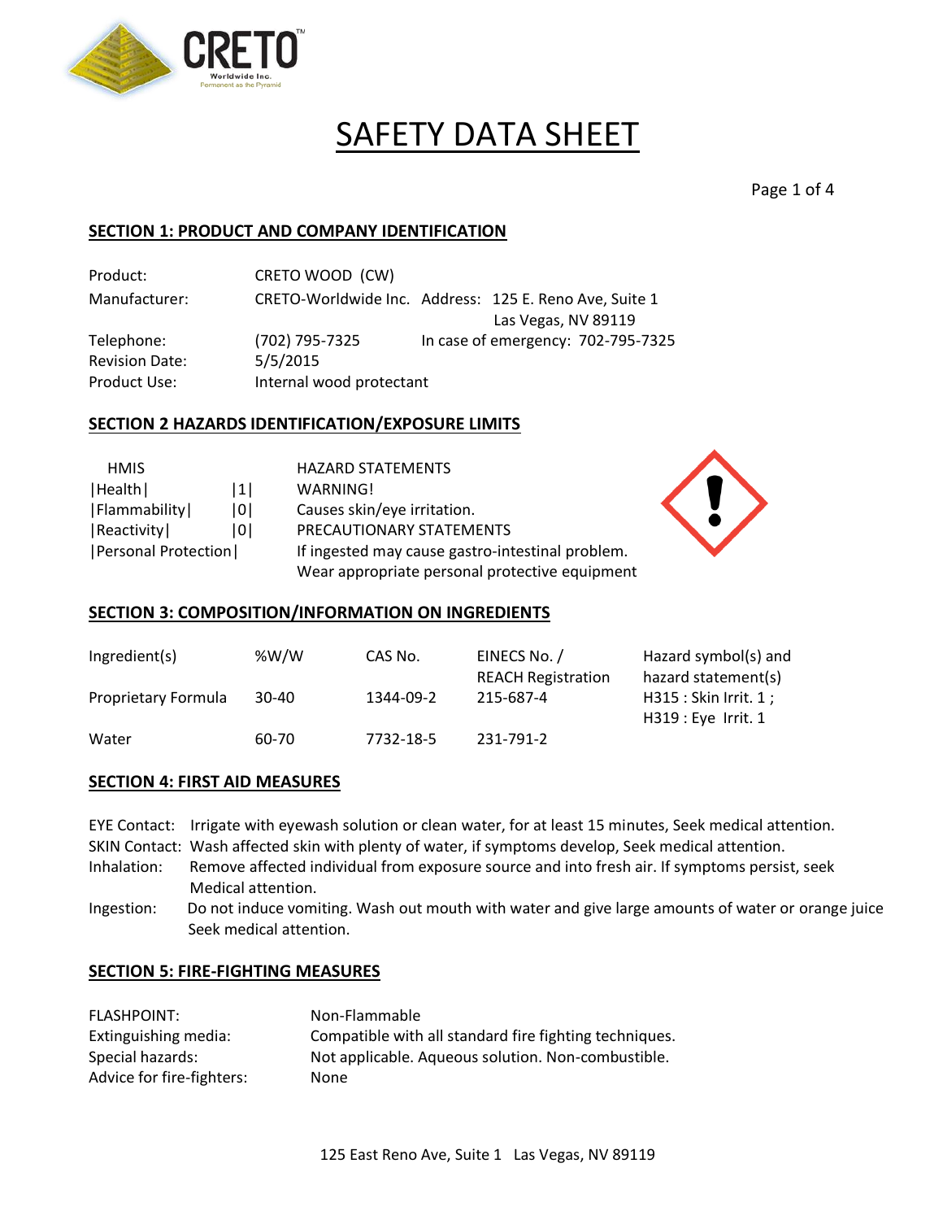# SAFETY DATA SHEET

## SECTION 1: PRODUCT AND COMPANY IDENTIFICATION

| | | |
|---|---|---|
| Product: | CRETO WOOD (CW) | |
| Manufacturer: | CRETO-Worldwide Inc. | Address: 125 E. Reno Ave, Suite 1, Las Vegas, NV 89119 |
| Telephone: | (702) 795-7325 | In case of emergency: 702-795-7325 |
| Revision Date: | 5/5/2015 | |
| Product Use: | Internal wood protectant | |

## SECTION 2 HAZARDS IDENTIFICATION/EXPOSURE LIMITS

| HMIS | |
|---|---|
| \|Health\| | \|1\| |
| \|Flammability\| | \|0\| |
| \|Reactivity\| | \|0\| |
| \|Personal Protection\| | |

HAZARD STATEMENTS

WARNING!

Causes skin/eye irritation.

PRECAUTIONARY STATEMENTS

If ingested may cause gastro-intestinal problem.

Wear appropriate personal protective equipment

## SECTION 3: COMPOSITION/INFORMATION ON INGREDIENTS

| Ingredient(s) | %W/W | CAS No. | EINECS No. / REACH Registration | Hazard symbol(s) and hazard statement(s) |
|---|---|---|---|---|
| Proprietary Formula | 30-40 | 1344-09-2 | 215-687-4 | H315 : Skin Irrit. 1 ; H319 : Eye Irrit. 1 |
| Water | 60-70 | 7732-18-5 | 231-791-2 | |

## SECTION 4: FIRST AID MEASURES

EYE Contact: Irrigate with eyewash solution or clean water, for at least 15 minutes, Seek medical attention.

SKIN Contact: Wash affected skin with plenty of water, if symptoms develop, Seek medical attention.

Inhalation: Remove affected individual from exposure source and into fresh air. If symptoms persist, seek Medical attention.

Ingestion: Do not induce vomiting. Wash out mouth with water and give large amounts of water or orange juice Seek medical attention.

## SECTION 5: FIRE-FIGHTING MEASURES

| | |
|---|---|
| FLASHPOINT: | Non-Flammable |
| Extinguishing media: | Compatible with all standard fire fighting techniques. |
| Special hazards: | Not applicable. Aqueous solution. Non-combustible. |
| Advice for fire-fighters: | None |

125 East Reno Ave, Suite 1 Las Vegas, NV 89119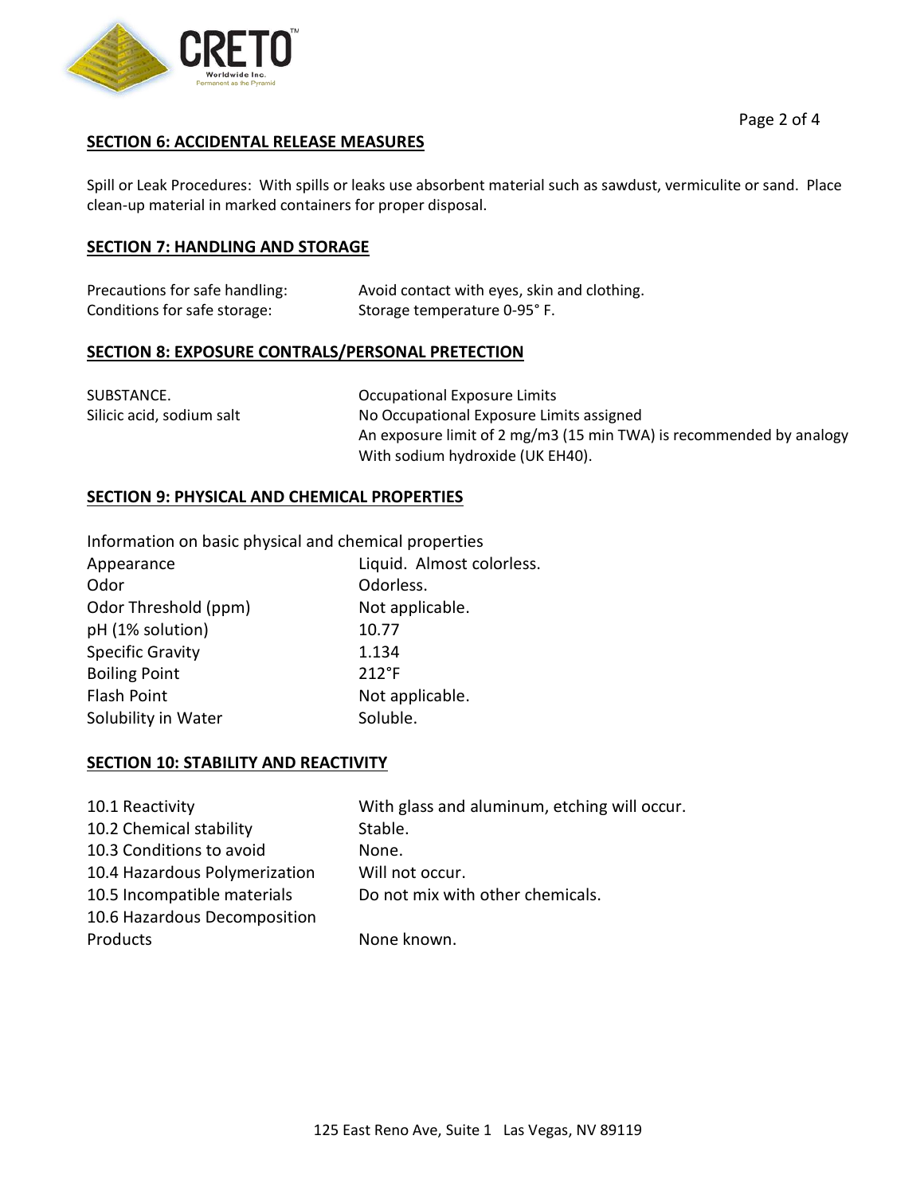## SECTION 6: ACCIDENTAL RELEASE MEASURES

Spill or Leak Procedures: With spills or leaks use absorbent material such as sawdust, vermiculite or sand. Place clean-up material in marked containers for proper disposal.

## SECTION 7: HANDLING AND STORAGE

| | |
|---|---|
| Precautions for safe handling: | Avoid contact with eyes, skin and clothing. |
| Conditions for safe storage: | Storage temperature 0-95° F. |

## SECTION 8: EXPOSURE CONTRALS/PERSONAL PRETECTION

| SUBSTANCE. | Occupational Exposure Limits |
|---|---|
| Silicic acid, sodium salt | No Occupational Exposure Limits assigned<br>An exposure limit of 2 mg/m3 (15 min TWA) is recommended by analogy With sodium hydroxide (UK EH40). |

## SECTION 9: PHYSICAL AND CHEMICAL PROPERTIES

Information on basic physical and chemical properties

| | |
|---|---|
| Appearance | Liquid. Almost colorless. |
| Odor | Odorless. |
| Odor Threshold (ppm) | Not applicable. |
| pH (1% solution) | 10.77 |
| Specific Gravity | 1.134 |
| Boiling Point | 212°F |
| Flash Point | Not applicable. |
| Solubility in Water | Soluble. |

## SECTION 10: STABILITY AND REACTIVITY

| | |
|---|---|
| 10.1 Reactivity | With glass and aluminum, etching will occur. |
| 10.2 Chemical stability | Stable. |
| 10.3 Conditions to avoid | None. |
| 10.4 Hazardous Polymerization | Will not occur. |
| 10.5 Incompatible materials | Do not mix with other chemicals. |
| 10.6 Hazardous Decomposition Products | None known. |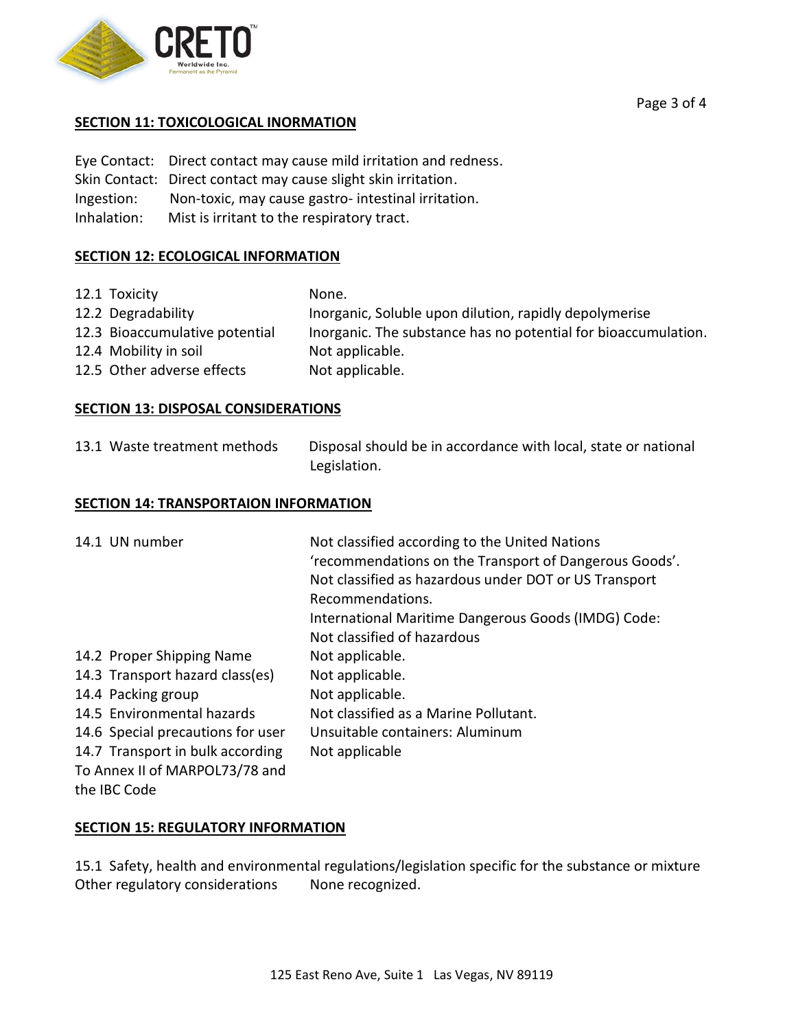## SECTION 11: TOXICOLOGICAL INORMATION

Eye Contact: Direct contact may cause mild irritation and redness.
Skin Contact: Direct contact may cause slight skin irritation.
Ingestion: Non-toxic, may cause gastro- intestinal irritation.
Inhalation: Mist is irritant to the respiratory tract.

## SECTION 12: ECOLOGICAL INFORMATION

| | |
|---|---|
| 12.1 Toxicity | None. |
| 12.2 Degradability | Inorganic, Soluble upon dilution, rapidly depolymerise |
| 12.3 Bioaccumulative potential | Inorganic. The substance has no potential for bioaccumulation. |
| 12.4 Mobility in soil | Not applicable. |
| 12.5 Other adverse effects | Not applicable. |

## SECTION 13: DISPOSAL CONSIDERATIONS

| | |
|---|---|
| 13.1 Waste treatment methods | Disposal should be in accordance with local, state or national Legislation. |

## SECTION 14: TRANSPORTAION INFORMATION

| | |
|---|---|
| 14.1 UN number | Not classified according to the United Nations 'recommendations on the Transport of Dangerous Goods'. Not classified as hazardous under DOT or US Transport Recommendations. International Maritime Dangerous Goods (IMDG) Code: Not classified of hazardous |
| 14.2 Proper Shipping Name | Not applicable. |
| 14.3 Transport hazard class(es) | Not applicable. |
| 14.4 Packing group | Not applicable. |
| 14.5 Environmental hazards | Not classified as a Marine Pollutant. |
| 14.6 Special precautions for user | Unsuitable containers: Aluminum |
| 14.7 Transport in bulk according To Annex II of MARPOL73/78 and the IBC Code | Not applicable |

## SECTION 15: REGULATORY INFORMATION

15.1 Safety, health and environmental regulations/legislation specific for the substance or mixture
Other regulatory considerations None recognized.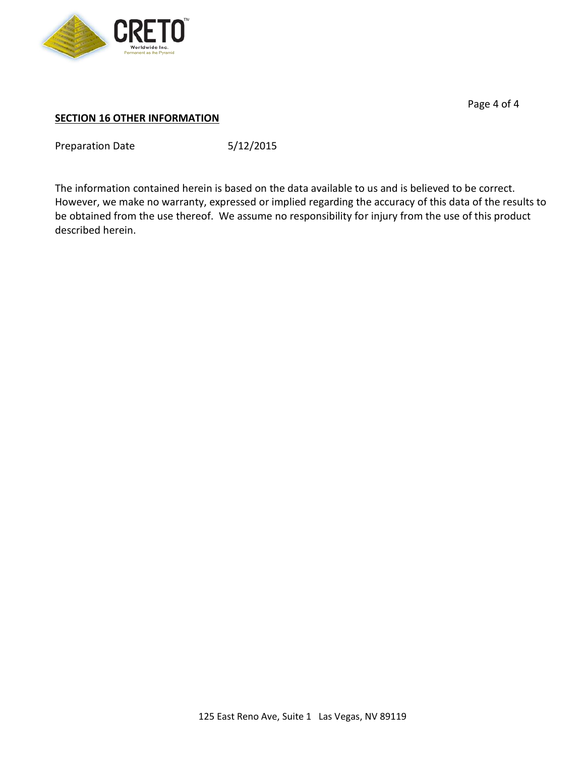## SECTION 16 OTHER INFORMATION

Preparation Date 5/12/2015

The information contained herein is based on the data available to us and is believed to be correct. However, we make no warranty, expressed or implied regarding the accuracy of this data of the results to be obtained from the use thereof. We assume no responsibility for injury from the use of this product described herein.